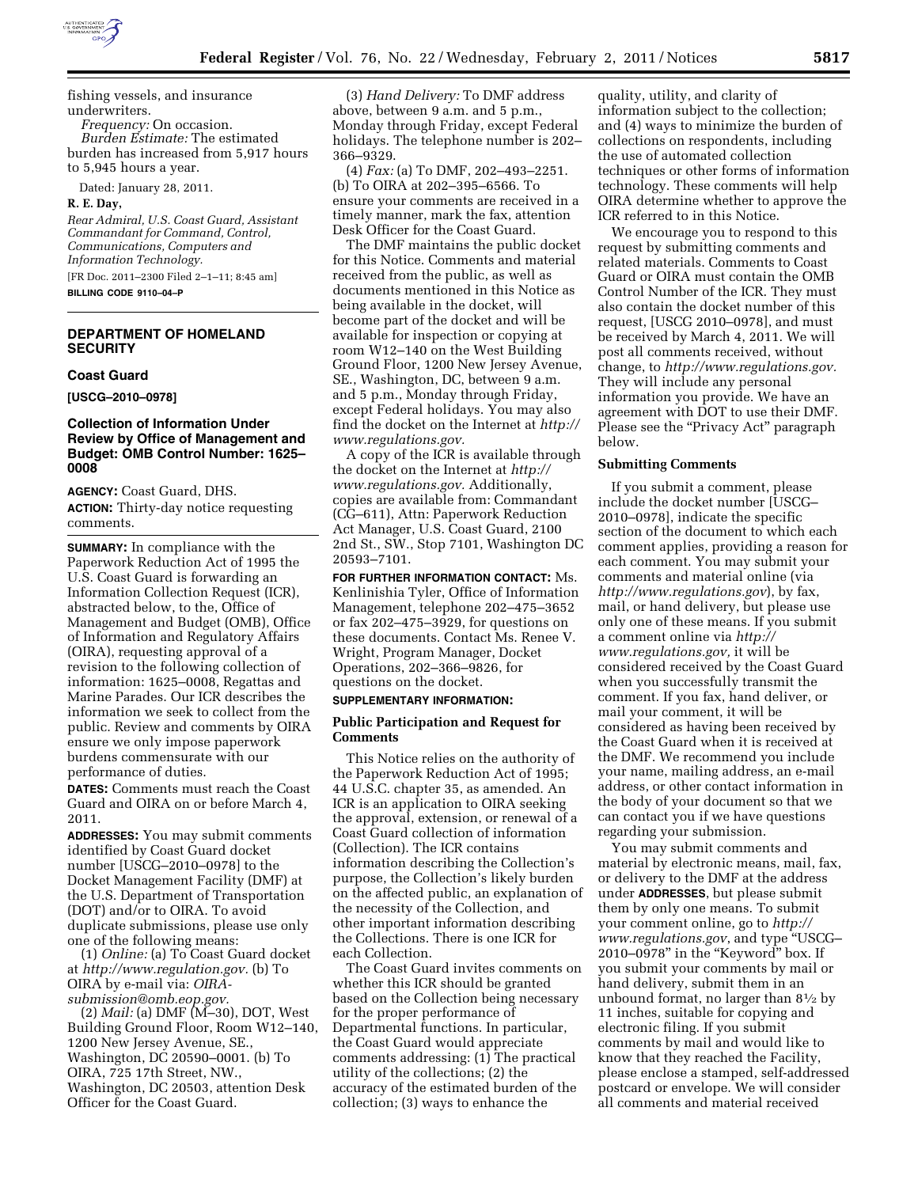fishing vessels, and insurance underwriters.

*Frequency:* On occasion.

*Burden Estimate:* The estimated burden has increased from 5,917 hours to 5,945 hours a year.

Dated: January 28, 2011.

**R. E. Day,**

*Rear Admiral, U.S. Coast Guard, Assistant Commandant for Command, Control, Communications, Computers and Information Technology.*

[FR Doc. 2011–2300 Filed 2–1–11; 8:45 am]

**BILLING CODE 9110–04–P**

## DEPARTMENT OF HOMELAND SECURITY

### Coast Guard

**[USCG–2010–0978]**

### Collection of Information Under Review by Office of Management and Budget: OMB Control Number: 1625–0008

**AGENCY:** Coast Guard, DHS.

**ACTION:** Thirty-day notice requesting comments.

**SUMMARY:** In compliance with the Paperwork Reduction Act of 1995 the U.S. Coast Guard is forwarding an Information Collection Request (ICR), abstracted below, to the, Office of Management and Budget (OMB), Office of Information and Regulatory Affairs (OIRA), requesting approval of a revision to the following collection of information: 1625–0008, Regattas and Marine Parades. Our ICR describes the information we seek to collect from the public. Review and comments by OIRA ensure we only impose paperwork burdens commensurate with our performance of duties.

**DATES:** Comments must reach the Coast Guard and OIRA on or before March 4, 2011.

**ADDRESSES:** You may submit comments identified by Coast Guard docket number [USCG–2010–0978] to the Docket Management Facility (DMF) at the U.S. Department of Transportation (DOT) and/or to OIRA. To avoid duplicate submissions, please use only one of the following means:

(1) *Online:* (a) To Coast Guard docket at *http://www.regulation.gov.* (b) To OIRA by e-mail via: *OIRA-submission@omb.eop.gov.*

(2) *Mail:* (a) DMF (M–30), DOT, West Building Ground Floor, Room W12–140, 1200 New Jersey Avenue, SE., Washington, DC 20590–0001. (b) To OIRA, 725 17th Street, NW., Washington, DC 20503, attention Desk Officer for the Coast Guard.

(3) *Hand Delivery:* To DMF address above, between 9 a.m. and 5 p.m., Monday through Friday, except Federal holidays. The telephone number is 202–366–9329.

(4) *Fax:* (a) To DMF, 202–493–2251. (b) To OIRA at 202–395–6566. To ensure your comments are received in a timely manner, mark the fax, attention Desk Officer for the Coast Guard.

The DMF maintains the public docket for this Notice. Comments and material received from the public, as well as documents mentioned in this Notice as being available in the docket, will become part of the docket and will be available for inspection or copying at room W12–140 on the West Building Ground Floor, 1200 New Jersey Avenue, SE., Washington, DC, between 9 a.m. and 5 p.m., Monday through Friday, except Federal holidays. You may also find the docket on the Internet at *http://www.regulations.gov.*

A copy of the ICR is available through the docket on the Internet at *http://www.regulations.gov.* Additionally, copies are available from: Commandant (CG–611), Attn: Paperwork Reduction Act Manager, U.S. Coast Guard, 2100 2nd St., SW., Stop 7101, Washington DC 20593–7101.

**FOR FURTHER INFORMATION CONTACT:** Ms. Kenlinishia Tyler, Office of Information Management, telephone 202–475–3652 or fax 202–475–3929, for questions on these documents. Contact Ms. Renee V. Wright, Program Manager, Docket Operations, 202–366–9826, for questions on the docket.

**SUPPLEMENTARY INFORMATION:**

### Public Participation and Request for Comments

This Notice relies on the authority of the Paperwork Reduction Act of 1995; 44 U.S.C. chapter 35, as amended. An ICR is an application to OIRA seeking the approval, extension, or renewal of a Coast Guard collection of information (Collection). The ICR contains information describing the Collection's purpose, the Collection's likely burden on the affected public, an explanation of the necessity of the Collection, and other important information describing the Collections. There is one ICR for each Collection.

The Coast Guard invites comments on whether this ICR should be granted based on the Collection being necessary for the proper performance of Departmental functions. In particular, the Coast Guard would appreciate comments addressing: (1) The practical utility of the collections; (2) the accuracy of the estimated burden of the collection; (3) ways to enhance the quality, utility, and clarity of information subject to the collection; and (4) ways to minimize the burden of collections on respondents, including the use of automated collection techniques or other forms of information technology. These comments will help OIRA determine whether to approve the ICR referred to in this Notice.

We encourage you to respond to this request by submitting comments and related materials. Comments to Coast Guard or OIRA must contain the OMB Control Number of the ICR. They must also contain the docket number of this request, [USCG 2010–0978], and must be received by March 4, 2011. We will post all comments received, without change, to *http://www.regulations.gov.* They will include any personal information you provide. We have an agreement with DOT to use their DMF. Please see the "Privacy Act" paragraph below.

### Submitting Comments

If you submit a comment, please include the docket number [USCG–2010–0978], indicate the specific section of the document to which each comment applies, providing a reason for each comment. You may submit your comments and material online (via *http://www.regulations.gov*), by fax, mail, or hand delivery, but please use only one of these means. If you submit a comment online via *http://www.regulations.gov,* it will be considered received by the Coast Guard when you successfully transmit the comment. If you fax, hand deliver, or mail your comment, it will be considered as having been received by the Coast Guard when it is received at the DMF. We recommend you include your name, mailing address, an e-mail address, or other contact information in the body of your document so that we can contact you if we have questions regarding your submission.

You may submit comments and material by electronic means, mail, fax, or delivery to the DMF at the address under **ADDRESSES**, but please submit them by only one means. To submit your comment online, go to *http://www.regulations.gov*, and type "USCG–2010–0978" in the "Keyword" box. If you submit your comments by mail or hand delivery, submit them in an unbound format, no larger than 8½ by 11 inches, suitable for copying and electronic filing. If you submit comments by mail and would like to know that they reached the Facility, please enclose a stamped, self-addressed postcard or envelope. We will consider all comments and material received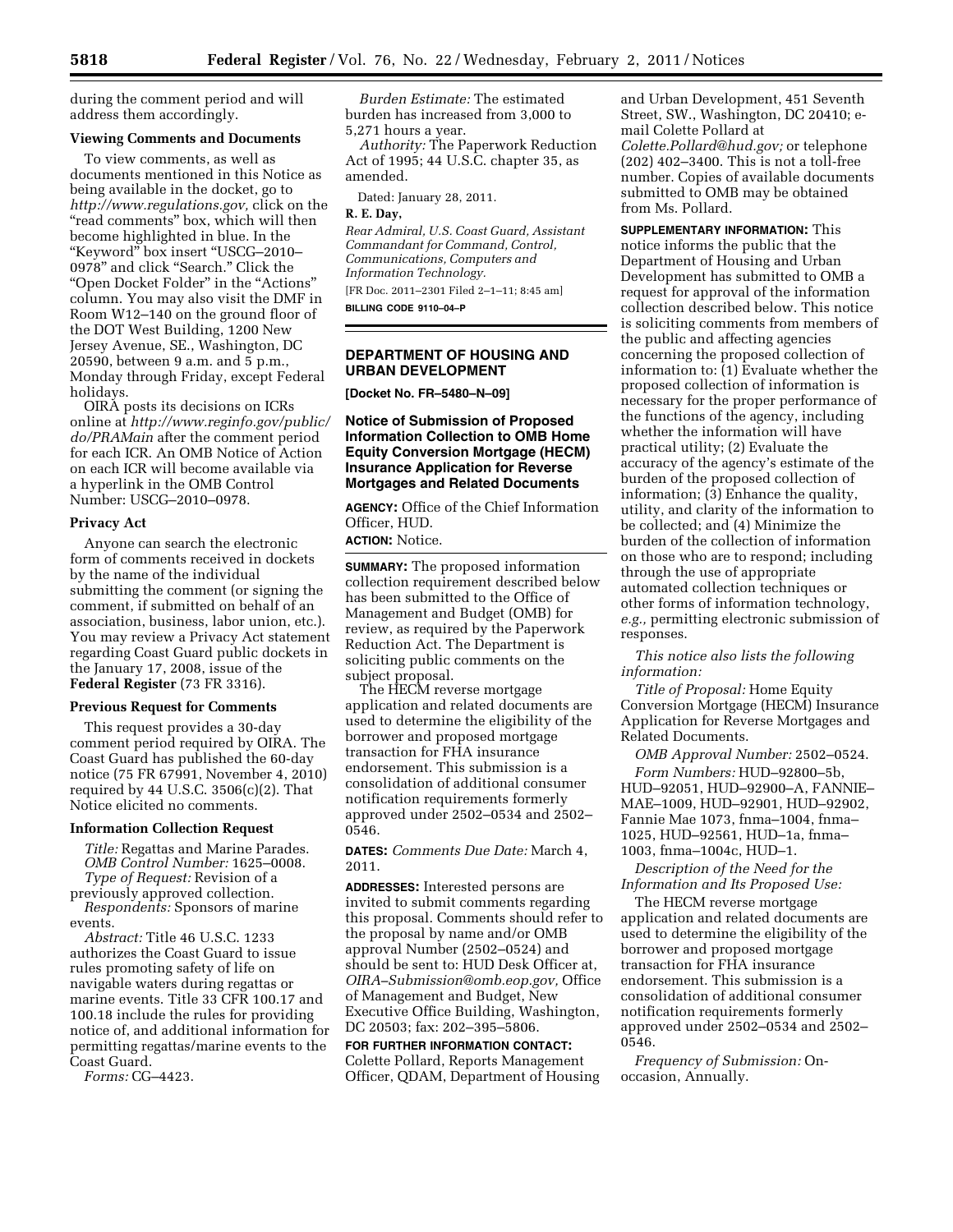during the comment period and will address them accordingly.

### Viewing Comments and Documents

To view comments, as well as documents mentioned in this Notice as being available in the docket, go to *http://www.regulations.gov,* click on the "read comments" box, which will then become highlighted in blue. In the "Keyword" box insert "USCG–2010–0978" and click "Search." Click the "Open Docket Folder" in the "Actions" column. You may also visit the DMF in Room W12–140 on the ground floor of the DOT West Building, 1200 New Jersey Avenue, SE., Washington, DC 20590, between 9 a.m. and 5 p.m., Monday through Friday, except Federal holidays.

OIRA posts its decisions on ICRs online at *http://www.reginfo.gov/public/do/PRAMain* after the comment period for each ICR. An OMB Notice of Action on each ICR will become available via a hyperlink in the OMB Control Number: USCG–2010–0978.

### Privacy Act

Anyone can search the electronic form of comments received in dockets by the name of the individual submitting the comment (or signing the comment, if submitted on behalf of an association, business, labor union, etc.). You may review a Privacy Act statement regarding Coast Guard public dockets in the January 17, 2008, issue of the **Federal Register** (73 FR 3316).

### Previous Request for Comments

This request provides a 30-day comment period required by OIRA. The Coast Guard has published the 60-day notice (75 FR 67991, November 4, 2010) required by 44 U.S.C. 3506(c)(2). That Notice elicited no comments.

### Information Collection Request

*Title:* Regattas and Marine Parades.

*OMB Control Number:* 1625–0008.

*Type of Request:* Revision of a previously approved collection.

*Respondents:* Sponsors of marine events.

*Abstract:* Title 46 U.S.C. 1233 authorizes the Coast Guard to issue rules promoting safety of life on navigable waters during regattas or marine events. Title 33 CFR 100.17 and 100.18 include the rules for providing notice of, and additional information for permitting regattas/marine events to the Coast Guard.

*Forms:* CG–4423.

*Burden Estimate:* The estimated burden has increased from 3,000 to 5,271 hours a year.

*Authority:* The Paperwork Reduction Act of 1995; 44 U.S.C. chapter 35, as amended.

Dated: January 28, 2011.

**R. E. Day,**

*Rear Admiral, U.S. Coast Guard, Assistant Commandant for Command, Control, Communications, Computers and Information Technology.*

[FR Doc. 2011–2301 Filed 2–1–11; 8:45 am]

**BILLING CODE 9110–04–P**

## DEPARTMENT OF HOUSING AND URBAN DEVELOPMENT

**[Docket No. FR–5480–N–09]**

## Notice of Submission of Proposed Information Collection to OMB Home Equity Conversion Mortgage (HECM) Insurance Application for Reverse Mortgages and Related Documents

**AGENCY:** Office of the Chief Information Officer, HUD.

**ACTION:** Notice.

**SUMMARY:** The proposed information collection requirement described below has been submitted to the Office of Management and Budget (OMB) for review, as required by the Paperwork Reduction Act. The Department is soliciting public comments on the subject proposal.

The HECM reverse mortgage application and related documents are used to determine the eligibility of the borrower and proposed mortgage transaction for FHA insurance endorsement. This submission is a consolidation of additional consumer notification requirements formerly approved under 2502–0534 and 2502–0546.

**DATES:** *Comments Due Date:* March 4, 2011.

**ADDRESSES:** Interested persons are invited to submit comments regarding this proposal. Comments should refer to the proposal by name and/or OMB approval Number (2502–0524) and should be sent to: HUD Desk Officer at, *OIRA–Submission@omb.eop.gov,* Office of Management and Budget, New Executive Office Building, Washington, DC 20503; fax: 202–395–5806.

**FOR FURTHER INFORMATION CONTACT:** Colette Pollard, Reports Management Officer, QDAM, Department of Housing and Urban Development, 451 Seventh Street, SW., Washington, DC 20410; e-mail Colette Pollard at *Colette.Pollard@hud.gov;* or telephone (202) 402–3400. This is not a toll-free number. Copies of available documents submitted to OMB may be obtained from Ms. Pollard.

**SUPPLEMENTARY INFORMATION:** This notice informs the public that the Department of Housing and Urban Development has submitted to OMB a request for approval of the information collection described below. This notice is soliciting comments from members of the public and affecting agencies concerning the proposed collection of information to: (1) Evaluate whether the proposed collection of information is necessary for the proper performance of the functions of the agency, including whether the information will have practical utility; (2) Evaluate the accuracy of the agency's estimate of the burden of the proposed collection of information; (3) Enhance the quality, utility, and clarity of the information to be collected; and (4) Minimize the burden of the collection of information on those who are to respond; including through the use of appropriate automated collection techniques or other forms of information technology, *e.g.,* permitting electronic submission of responses.

*This notice also lists the following information:*

*Title of Proposal:* Home Equity Conversion Mortgage (HECM) Insurance Application for Reverse Mortgages and Related Documents.

*OMB Approval Number:* 2502–0524.

*Form Numbers:* HUD–92800–5b, HUD–92051, HUD–92900–A, FANNIE–MAE–1009, HUD–92901, HUD–92902, Fannie Mae 1073, fnma–1004, fnma–1025, HUD–92561, HUD–1a, fnma–1003, fnma–1004c, HUD–1.

*Description of the Need for the Information and Its Proposed Use:*

The HECM reverse mortgage application and related documents are used to determine the eligibility of the borrower and proposed mortgage transaction for FHA insurance endorsement. This submission is a consolidation of additional consumer notification requirements formerly approved under 2502–0534 and 2502–0546.

*Frequency of Submission:* On-occasion, Annually.